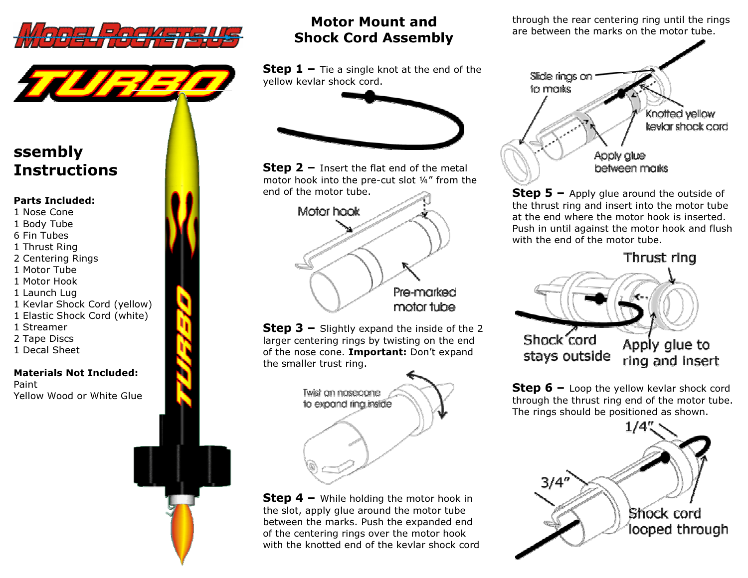# ssembly Instructions

**Parts Included:**
1 Nose Cone
1 Body Tube
6 Fin Tubes
1 Thrust Ring
2 Centering Rings
1 Motor Tube
1 Motor Hook
1 Launch Lug
1 Kevlar Shock Cord (yellow)
1 Elastic Shock Cord (white)
1 Streamer
2 Tape Discs
1 Decal Sheet

**Materials Not Included:**
Paint
Yellow Wood or White Glue

## Motor Mount and Shock Cord Assembly

**Step 1 –** Tie a single knot at the end of the yellow kevlar shock cord.

**Step 2 –** Insert the flat end of the metal motor hook into the pre-cut slot ¼" from the end of the motor tube.

Motor hook

Pre-marked motor tube

**Step 3 –** Slightly expand the inside of the 2 larger centering rings by twisting on the end of the nose cone. **Important:** Don't expand the smaller trust ring.

Twist on nosecone to expand ring inside

**Step 4 –** While holding the motor hook in the slot, apply glue around the motor tube between the marks. Push the expanded end of the centering rings over the motor hook with the knotted end of the kevlar shock cord through the rear centering ring until the rings are between the marks on the motor tube.

Slide rings on to marks

Knotted yellow kevlar shock cord

Apply glue between marks

**Step 5 –** Apply glue around the outside of the thrust ring and insert into the motor tube at the end where the motor hook is inserted. Push in until against the motor hook and flush with the end of the motor tube.

Thrust ring

Shock cord stays outside

Apply glue to ring and insert

**Step 6 –** Loop the yellow kevlar shock cord through the thrust ring end of the motor tube. The rings should be positioned as shown.

1/4"

3/4"

Shock cord looped through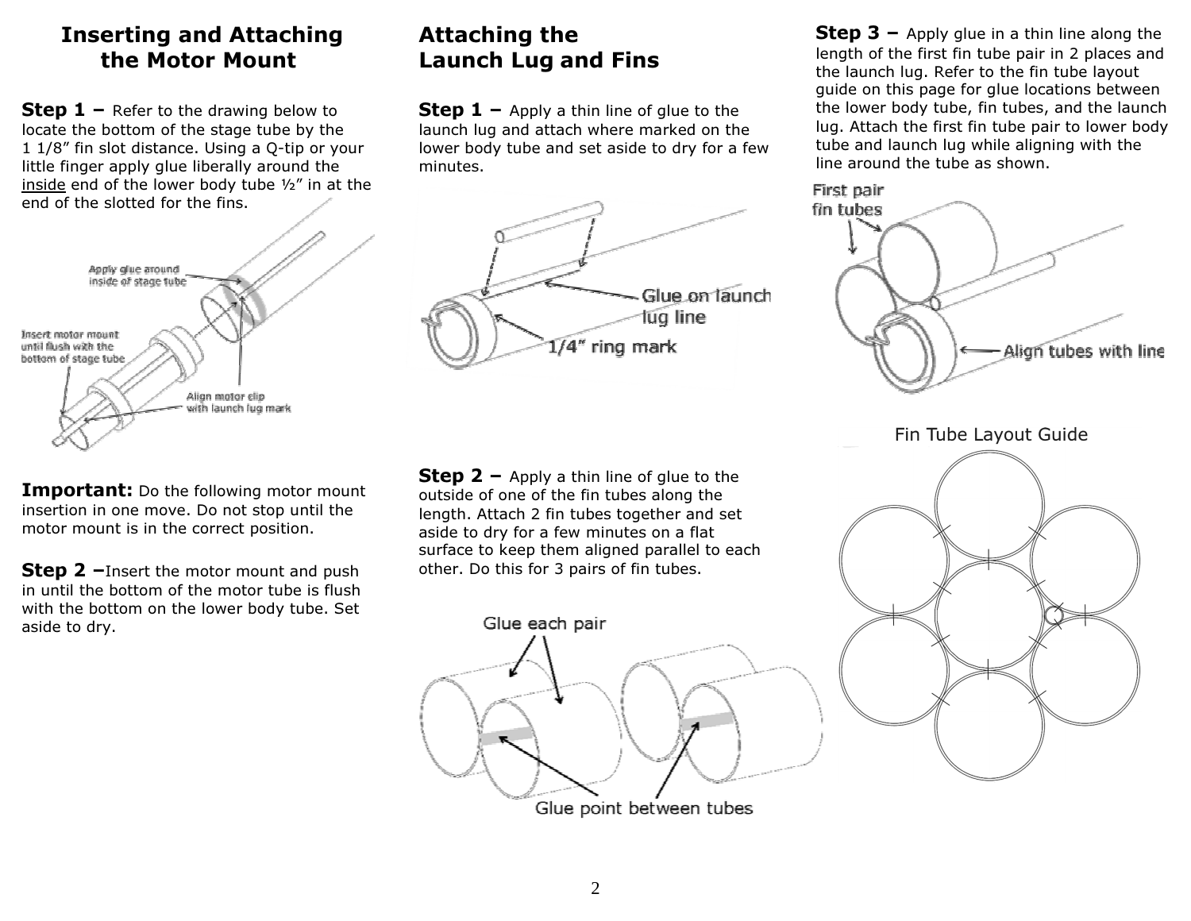## Inserting and Attaching the Motor Mount

**Step 1 –** Refer to the drawing below to locate the bottom of the stage tube by the 1 1/8" fin slot distance. Using a Q-tip or your little finger apply glue liberally around the inside end of the lower body tube ½" in at the end of the slotted for the fins.

Apply glue around inside of stage tube

Insert motor mount until flush with the bottom of stage tube

Align motor clip with launch lug mark

**Important:** Do the following motor mount insertion in one move. Do not stop until the motor mount is in the correct position.

**Step 2 –** Insert the motor mount and push in until the bottom of the motor tube is flush with the bottom on the lower body tube. Set aside to dry.

## Attaching the Launch Lug and Fins

**Step 1 –** Apply a thin line of glue to the launch lug and attach where marked on the lower body tube and set aside to dry for a few minutes.

Glue on launch lug line

1/4" ring mark

**Step 2 –** Apply a thin line of glue to the outside of one of the fin tubes along the length. Attach 2 fin tubes together and set aside to dry for a few minutes on a flat surface to keep them aligned parallel to each other. Do this for 3 pairs of fin tubes.

Glue each pair

Glue point between tubes

**Step 3 –** Apply glue in a thin line along the length of the first fin tube pair in 2 places and the launch lug. Refer to the fin tube layout guide on this page for glue locations between the lower body tube, fin tubes, and the launch lug. Attach the first fin tube pair to lower body tube and launch lug while aligning with the line around the tube as shown.

First pair fin tubes

Align tubes with line

Fin Tube Layout Guide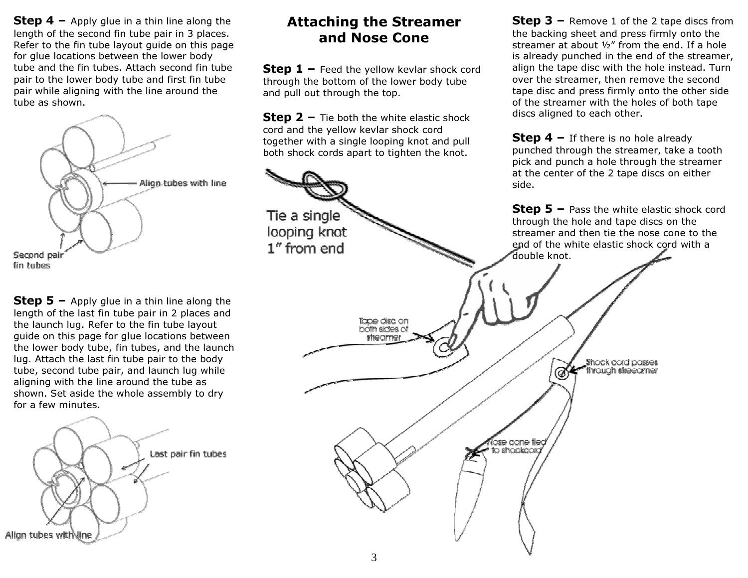**Step 4 –** Apply glue in a thin line along the length of the second fin tube pair in 3 places. Refer to the fin tube layout guide on this page for glue locations between the lower body tube and the fin tubes. Attach second fin tube pair to the lower body tube and first fin tube pair while aligning with the line around the tube as shown.

Align tubes with line

Second pair fin tubes

**Step 5 –** Apply glue in a thin line along the length of the last fin tube pair in 2 places and the launch lug. Refer to the fin tube layout guide on this page for glue locations between the lower body tube, fin tubes, and the launch lug. Attach the last fin tube pair to the body tube, second tube pair, and launch lug while aligning with the line around the tube as shown. Set aside the whole assembly to dry for a few minutes.

Last pair fin tubes

Align tubes with line

## Attaching the Streamer and Nose Cone

**Step 1 –** Feed the yellow kevlar shock cord through the bottom of the lower body tube and pull out through the top.

**Step 2 –** Tie both the white elastic shock cord and the yellow kevlar shock cord together with a single looping knot and pull both shock cords apart to tighten the knot.

Tie a single looping knot 1" from end

**Step 3 –** Remove 1 of the 2 tape discs from the backing sheet and press firmly onto the streamer at about ½" from the end. If a hole is already punched in the end of the streamer, align the tape disc with the hole instead. Turn over the streamer, then remove the second tape disc and press firmly onto the other side of the streamer with the holes of both tape discs aligned to each other.

**Step 4 –** If there is no hole already punched through the streamer, take a tooth pick and punch a hole through the streamer at the center of the 2 tape discs on either side.

**Step 5 –** Pass the white elastic shock cord through the hole and tape discs on the streamer and then tie the nose cone to the end of the white elastic shock cord with a double knot.

Tape disc on both sides of streamer

Shock cord passes through streamer

Nose cone tied to shockcord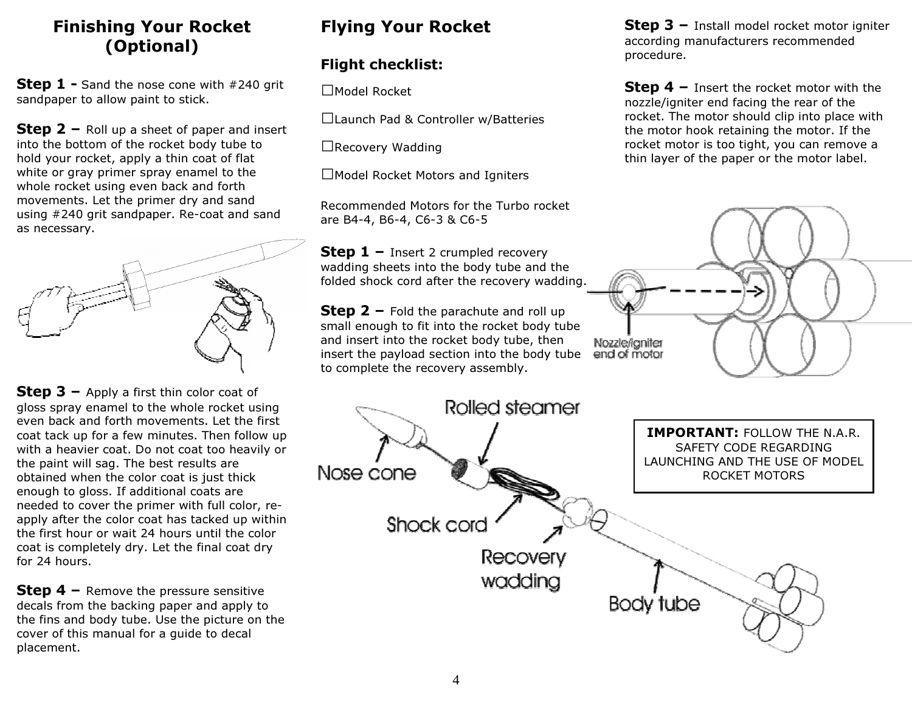## Finishing Your Rocket (Optional)

**Step 1 -** Sand the nose cone with #240 grit sandpaper to allow paint to stick.

**Step 2 –** Roll up a sheet of paper and insert into the bottom of the rocket body tube to hold your rocket, apply a thin coat of flat white or gray primer spray enamel to the whole rocket using even back and forth movements. Let the primer dry and sand using #240 grit sandpaper. Re-coat and sand as necessary.

**Step 3 –** Apply a first thin color coat of gloss spray enamel to the whole rocket using even back and forth movements. Let the first coat tack up for a few minutes. Then follow up with a heavier coat. Do not coat too heavily or the paint will sag. The best results are obtained when the color coat is just thick enough to gloss. If additional coats are needed to cover the primer with full color, re-apply after the color coat has tacked up within the first hour or wait 24 hours until the color coat is completely dry. Let the final coat dry for 24 hours.

**Step 4 –** Remove the pressure sensitive decals from the backing paper and apply to the fins and body tube. Use the picture on the cover of this manual for a guide to decal placement.

## Flying Your Rocket

### Flight checklist:

☐Model Rocket

☐Launch Pad & Controller w/Batteries

☐Recovery Wadding

☐Model Rocket Motors and Igniters

Recommended Motors for the Turbo rocket are B4-4, B6-4, C6-3 & C6-5

**Step 1 –** Insert 2 crumpled recovery wadding sheets into the body tube and the folded shock cord after the recovery wadding.

**Step 2 –** Fold the parachute and roll up small enough to fit into the rocket body tube and insert into the rocket body tube, then insert the payload section into the body tube to complete the recovery assembly.

Rolled steamer

Nose cone

Shock cord

Recovery wadding

Body tube

**Step 3 –** Install model rocket motor igniter according manufacturers recommended procedure.

**Step 4 –** Insert the rocket motor with the nozzle/igniter end facing the rear of the rocket. The motor should clip into place with the motor hook retaining the motor. If the rocket motor is too tight, you can remove a thin layer of the paper or the motor label.

Nozzle/igniter end of motor

**IMPORTANT:** FOLLOW THE N.A.R. SAFETY CODE REGARDING LAUNCHING AND THE USE OF MODEL ROCKET MOTORS